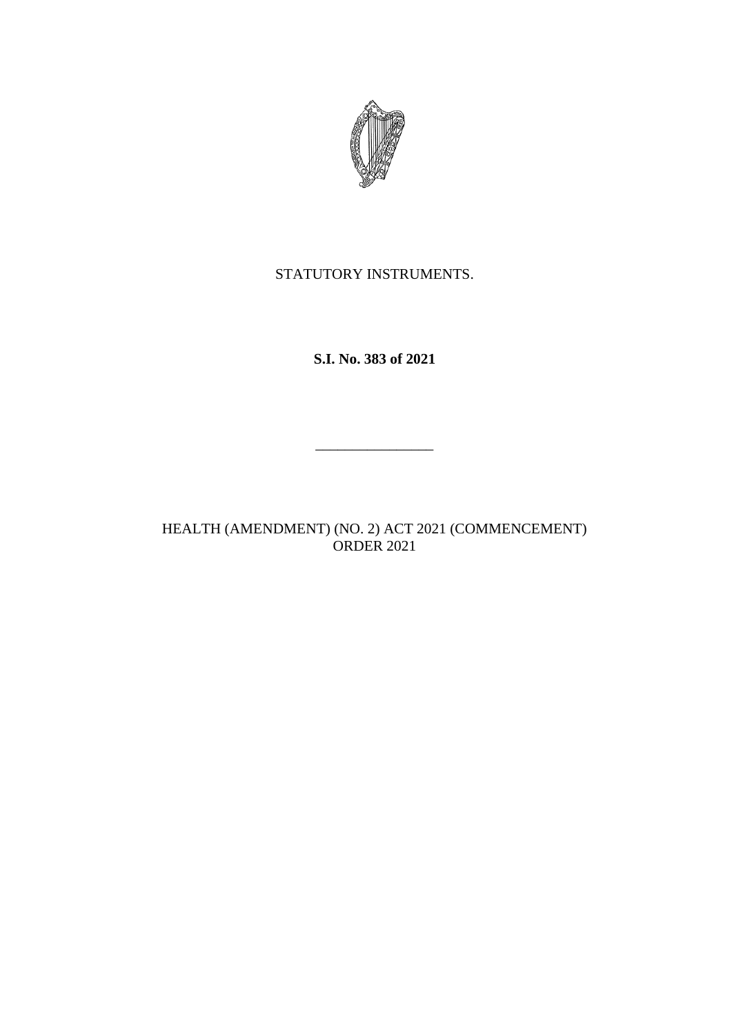STATUTORY INSTRUMENTS.

**S.I. No. 383 of 2021**

---

HEALTH (AMENDMENT) (NO. 2) ACT 2021 (COMMENCEMENT) ORDER 2021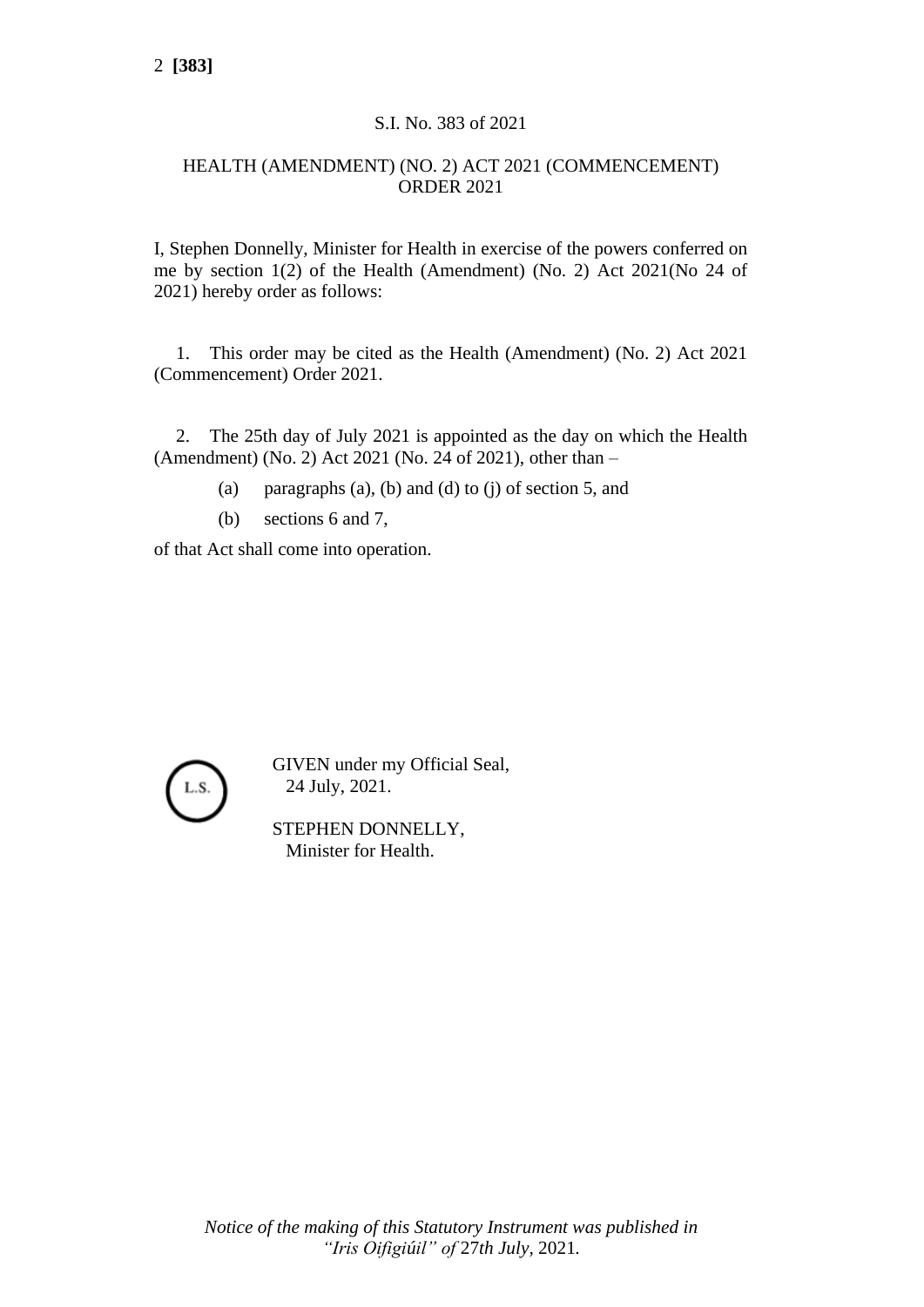S.I. No. 383 of 2021

HEALTH (AMENDMENT) (NO. 2) ACT 2021 (COMMENCEMENT) ORDER 2021

I, Stephen Donnelly, Minister for Health in exercise of the powers conferred on me by section 1(2) of the Health (Amendment) (No. 2) Act 2021(No 24 of 2021) hereby order as follows:

1. This order may be cited as the Health (Amendment) (No. 2) Act 2021 (Commencement) Order 2021.

2. The 25th day of July 2021 is appointed as the day on which the Health (Amendment) (No. 2) Act 2021 (No. 24 of 2021), other than –

   (a) paragraphs (a), (b) and (d) to (j) of section 5, and

   (b) sections 6 and 7,

of that Act shall come into operation.

L.S.

GIVEN under my Official Seal,
24 July, 2021.

STEPHEN DONNELLY,
Minister for Health.

*Notice of the making of this Statutory Instrument was published in “Iris Oifigiúil” of* 27*th July*, 2021*.*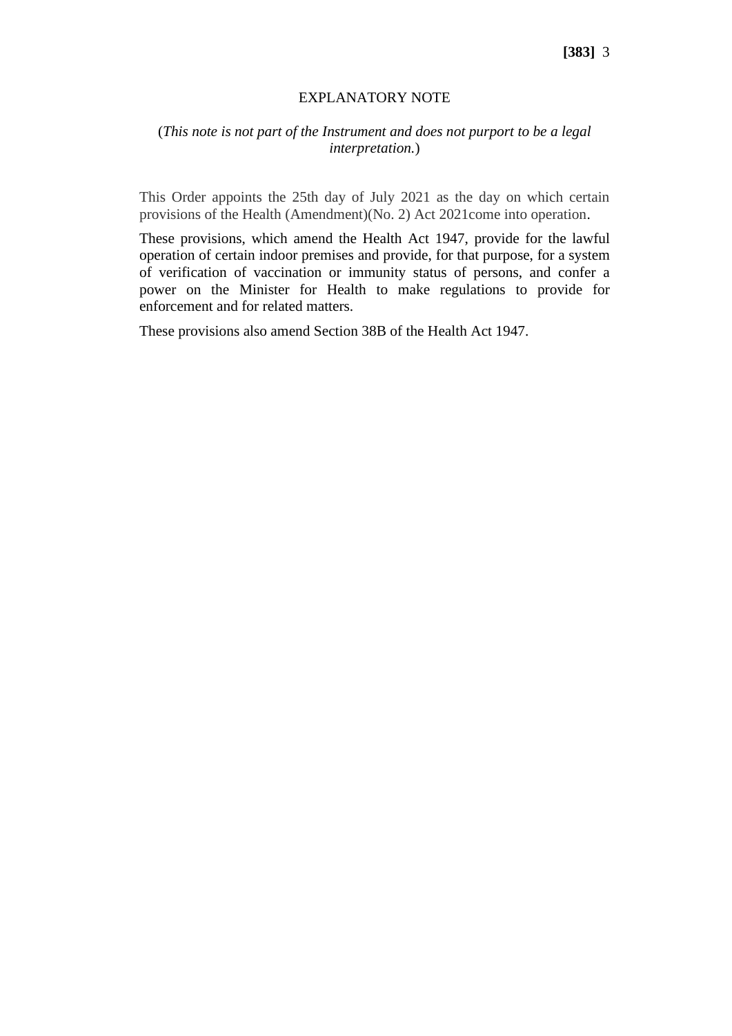# EXPLANATORY NOTE

(*This note is not part of the Instrument and does not purport to be a legal interpretation.*)

This Order appoints the 25th day of July 2021 as the day on which certain provisions of the Health (Amendment)(No. 2) Act 2021come into operation.

These provisions, which amend the Health Act 1947, provide for the lawful operation of certain indoor premises and provide, for that purpose, for a system of verification of vaccination or immunity status of persons, and confer a power on the Minister for Health to make regulations to provide for enforcement and for related matters.

These provisions also amend Section 38B of the Health Act 1947.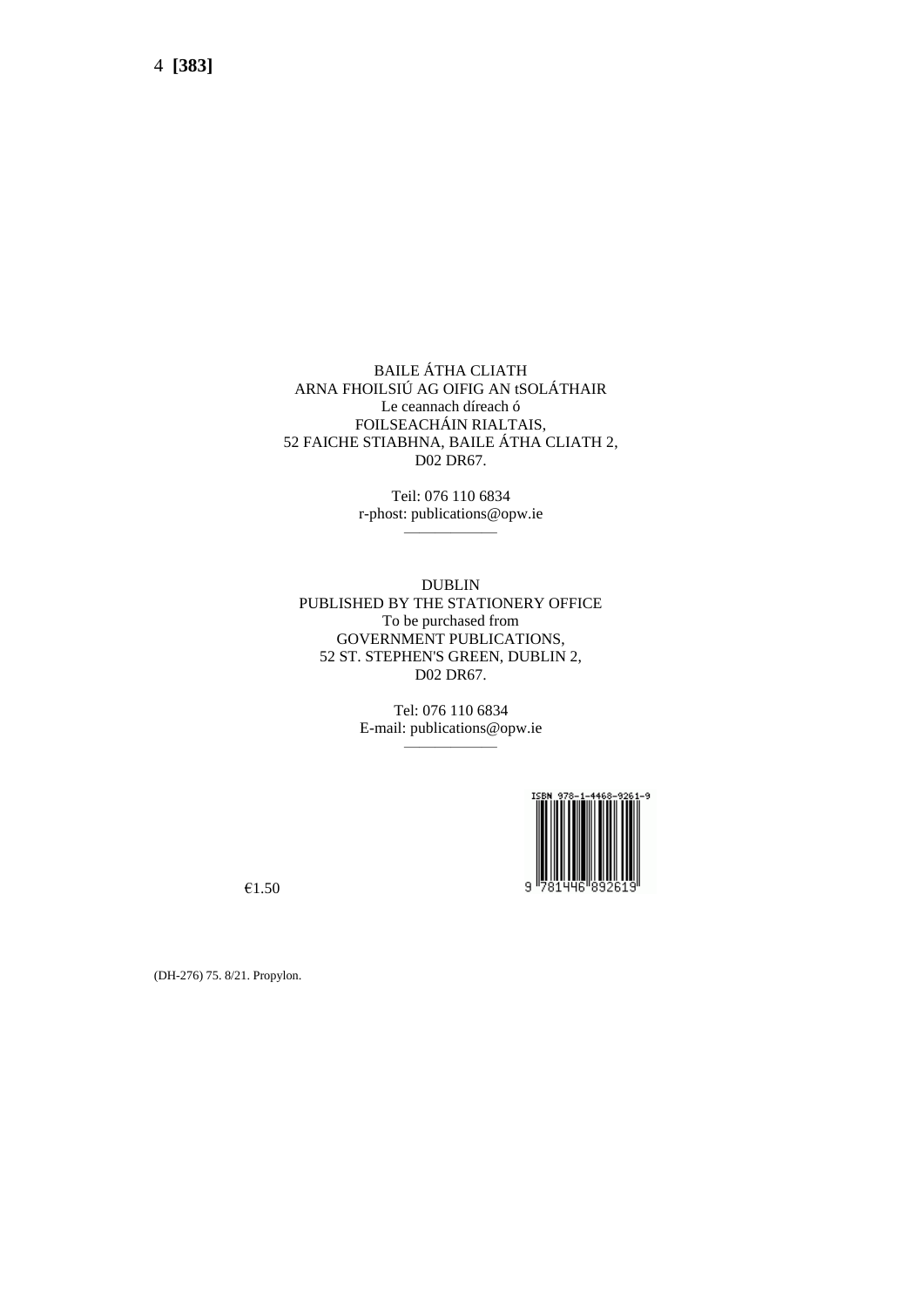BAILE ÁTHA CLIATH
ARNA FHOILSIÚ AG OIFIG AN tSOLÁTHAIR
Le ceannach díreach ó
FOILSEACHÁIN RIALTAIS,
52 FAICHE STIABHNA, BAILE ÁTHA CLIATH 2,
D02 DR67.

Teil: 076 110 6834
r-phost: publications@opw.ie

---

DUBLIN
PUBLISHED BY THE STATIONERY OFFICE
To be purchased from
GOVERNMENT PUBLICATIONS,
52 ST. STEPHEN'S GREEN, DUBLIN 2,
D02 DR67.

Tel: 076 110 6834
E-mail: publications@opw.ie

---

ISBN 978-1-4468-9261-9

€1.50

(DH-276) 75. 8/21. Propylon.